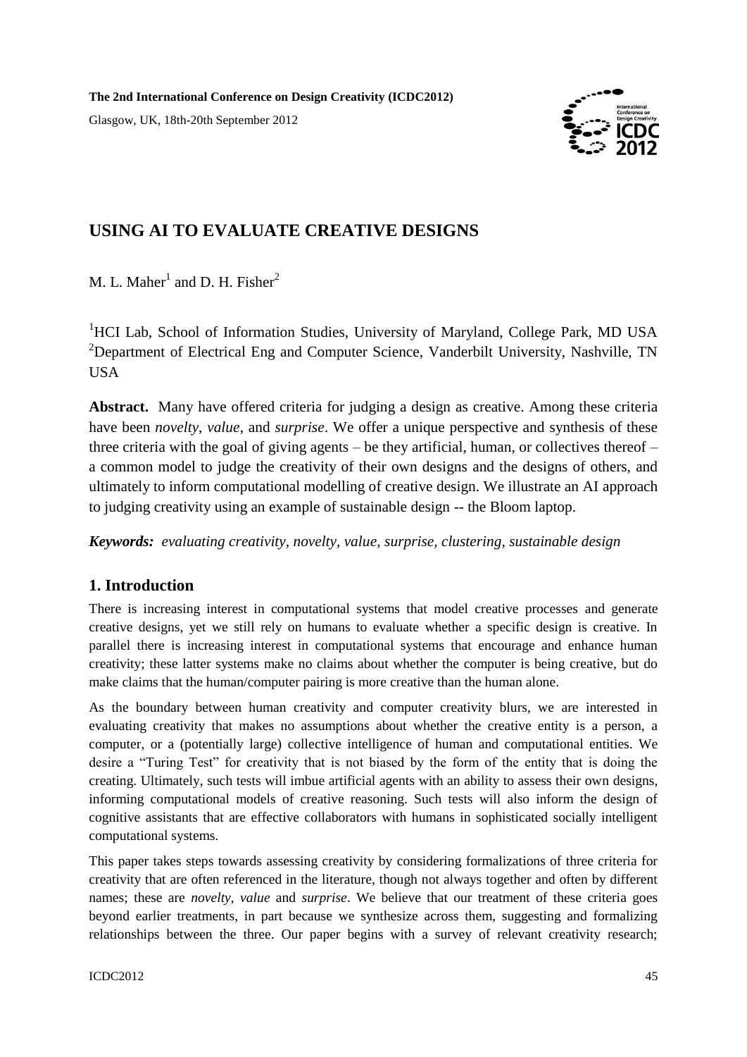**The 2nd International Conference on Design Creativity (ICDC2012)**

Glasgow, UK, 18th-20th September 2012

# USING AI TO EVALUATE CREATIVE DESIGNS

M. L. Maher[1] and D. H. Fisher[2]

[1]HCI Lab, School of Information Studies, University of Maryland, College Park, MD USA
[2]Department of Electrical Eng and Computer Science, Vanderbilt University, Nashville, TN USA

**Abstract.** Many have offered criteria for judging a design as creative. Among these criteria have been *novelty*, *value*, and *surprise*. We offer a unique perspective and synthesis of these three criteria with the goal of giving agents – be they artificial, human, or collectives thereof – a common model to judge the creativity of their own designs and the designs of others, and ultimately to inform computational modelling of creative design. We illustrate an AI approach to judging creativity using an example of sustainable design -- the Bloom laptop.

***Keywords:** evaluating creativity, novelty, value, surprise, clustering, sustainable design*

## 1. Introduction

There is increasing interest in computational systems that model creative processes and generate creative designs, yet we still rely on humans to evaluate whether a specific design is creative. In parallel there is increasing interest in computational systems that encourage and enhance human creativity; these latter systems make no claims about whether the computer is being creative, but do make claims that the human/computer pairing is more creative than the human alone.

As the boundary between human creativity and computer creativity blurs, we are interested in evaluating creativity that makes no assumptions about whether the creative entity is a person, a computer, or a (potentially large) collective intelligence of human and computational entities. We desire a "Turing Test" for creativity that is not biased by the form of the entity that is doing the creating. Ultimately, such tests will imbue artificial agents with an ability to assess their own designs, informing computational models of creative reasoning. Such tests will also inform the design of cognitive assistants that are effective collaborators with humans in sophisticated socially intelligent computational systems.

This paper takes steps towards assessing creativity by considering formalizations of three criteria for creativity that are often referenced in the literature, though not always together and often by different names; these are *novelty*, *value* and *surprise*. We believe that our treatment of these criteria goes beyond earlier treatments, in part because we synthesize across them, suggesting and formalizing relationships between the three. Our paper begins with a survey of relevant creativity research;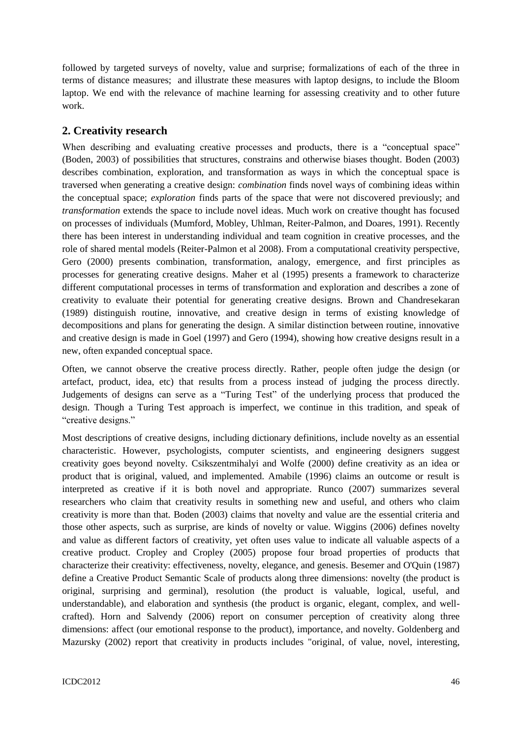followed by targeted surveys of novelty, value and surprise; formalizations of each of the three in terms of distance measures; and illustrate these measures with laptop designs, to include the Bloom laptop. We end with the relevance of machine learning for assessing creativity and to other future work.

## 2. Creativity research

When describing and evaluating creative processes and products, there is a "conceptual space" (Boden, 2003) of possibilities that structures, constrains and otherwise biases thought. Boden (2003) describes combination, exploration, and transformation as ways in which the conceptual space is traversed when generating a creative design: *combination* finds novel ways of combining ideas within the conceptual space; *exploration* finds parts of the space that were not discovered previously; and *transformation* extends the space to include novel ideas. Much work on creative thought has focused on processes of individuals (Mumford, Mobley, Uhlman, Reiter-Palmon, and Doares, 1991). Recently there has been interest in understanding individual and team cognition in creative processes, and the role of shared mental models (Reiter-Palmon et al 2008). From a computational creativity perspective, Gero (2000) presents combination, transformation, analogy, emergence, and first principles as processes for generating creative designs. Maher et al (1995) presents a framework to characterize different computational processes in terms of transformation and exploration and describes a zone of creativity to evaluate their potential for generating creative designs. Brown and Chandresekaran (1989) distinguish routine, innovative, and creative design in terms of existing knowledge of decompositions and plans for generating the design. A similar distinction between routine, innovative and creative design is made in Goel (1997) and Gero (1994), showing how creative designs result in a new, often expanded conceptual space.

Often, we cannot observe the creative process directly. Rather, people often judge the design (or artefact, product, idea, etc) that results from a process instead of judging the process directly. Judgements of designs can serve as a "Turing Test" of the underlying process that produced the design. Though a Turing Test approach is imperfect, we continue in this tradition, and speak of "creative designs."

Most descriptions of creative designs, including dictionary definitions, include novelty as an essential characteristic. However, psychologists, computer scientists, and engineering designers suggest creativity goes beyond novelty. Csikszentmihalyi and Wolfe (2000) define creativity as an idea or product that is original, valued, and implemented. Amabile (1996) claims an outcome or result is interpreted as creative if it is both novel and appropriate. Runco (2007) summarizes several researchers who claim that creativity results in something new and useful, and others who claim creativity is more than that. Boden (2003) claims that novelty and value are the essential criteria and those other aspects, such as surprise, are kinds of novelty or value. Wiggins (2006) defines novelty and value as different factors of creativity, yet often uses value to indicate all valuable aspects of a creative product. Cropley and Cropley (2005) propose four broad properties of products that characterize their creativity: effectiveness, novelty, elegance, and genesis. Besemer and O'Quin (1987) define a Creative Product Semantic Scale of products along three dimensions: novelty (the product is original, surprising and germinal), resolution (the product is valuable, logical, useful, and understandable), and elaboration and synthesis (the product is organic, elegant, complex, and well-crafted). Horn and Salvendy (2006) report on consumer perception of creativity along three dimensions: affect (our emotional response to the product), importance, and novelty. Goldenberg and Mazursky (2002) report that creativity in products includes "original, of value, novel, interesting,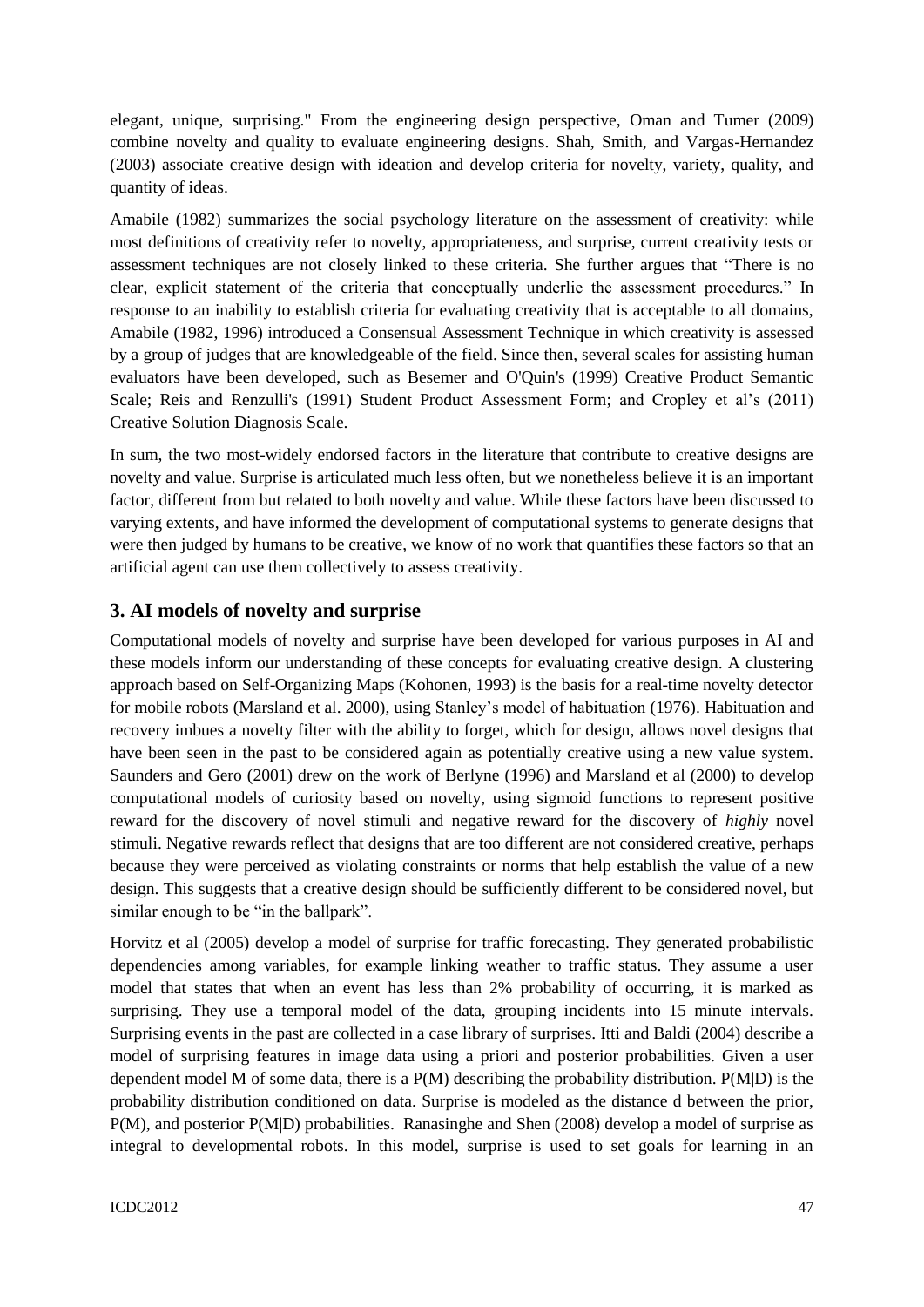elegant, unique, surprising." From the engineering design perspective, Oman and Tumer (2009) combine novelty and quality to evaluate engineering designs. Shah, Smith, and Vargas-Hernandez (2003) associate creative design with ideation and develop criteria for novelty, variety, quality, and quantity of ideas.

Amabile (1982) summarizes the social psychology literature on the assessment of creativity: while most definitions of creativity refer to novelty, appropriateness, and surprise, current creativity tests or assessment techniques are not closely linked to these criteria. She further argues that "There is no clear, explicit statement of the criteria that conceptually underlie the assessment procedures." In response to an inability to establish criteria for evaluating creativity that is acceptable to all domains, Amabile (1982, 1996) introduced a Consensual Assessment Technique in which creativity is assessed by a group of judges that are knowledgeable of the field. Since then, several scales for assisting human evaluators have been developed, such as Besemer and O'Quin's (1999) Creative Product Semantic Scale; Reis and Renzulli's (1991) Student Product Assessment Form; and Cropley et al's (2011) Creative Solution Diagnosis Scale.

In sum, the two most-widely endorsed factors in the literature that contribute to creative designs are novelty and value. Surprise is articulated much less often, but we nonetheless believe it is an important factor, different from but related to both novelty and value. While these factors have been discussed to varying extents, and have informed the development of computational systems to generate designs that were then judged by humans to be creative, we know of no work that quantifies these factors so that an artificial agent can use them collectively to assess creativity.

## 3. AI models of novelty and surprise

Computational models of novelty and surprise have been developed for various purposes in AI and these models inform our understanding of these concepts for evaluating creative design. A clustering approach based on Self-Organizing Maps (Kohonen, 1993) is the basis for a real-time novelty detector for mobile robots (Marsland et al. 2000), using Stanley's model of habituation (1976). Habituation and recovery imbues a novelty filter with the ability to forget, which for design, allows novel designs that have been seen in the past to be considered again as potentially creative using a new value system. Saunders and Gero (2001) drew on the work of Berlyne (1996) and Marsland et al (2000) to develop computational models of curiosity based on novelty, using sigmoid functions to represent positive reward for the discovery of novel stimuli and negative reward for the discovery of *highly* novel stimuli. Negative rewards reflect that designs that are too different are not considered creative, perhaps because they were perceived as violating constraints or norms that help establish the value of a new design. This suggests that a creative design should be sufficiently different to be considered novel, but similar enough to be "in the ballpark".

Horvitz et al (2005) develop a model of surprise for traffic forecasting. They generated probabilistic dependencies among variables, for example linking weather to traffic status. They assume a user model that states that when an event has less than 2% probability of occurring, it is marked as surprising. They use a temporal model of the data, grouping incidents into 15 minute intervals. Surprising events in the past are collected in a case library of surprises. Itti and Baldi (2004) describe a model of surprising features in image data using a priori and posterior probabilities. Given a user dependent model M of some data, there is a $P(M)$ describing the probability distribution. $P(M|D)$ is the probability distribution conditioned on data. Surprise is modeled as the distance d between the prior, $P(M)$, and posterior $P(M|D)$ probabilities. Ranasinghe and Shen (2008) develop a model of surprise as integral to developmental robots. In this model, surprise is used to set goals for learning in an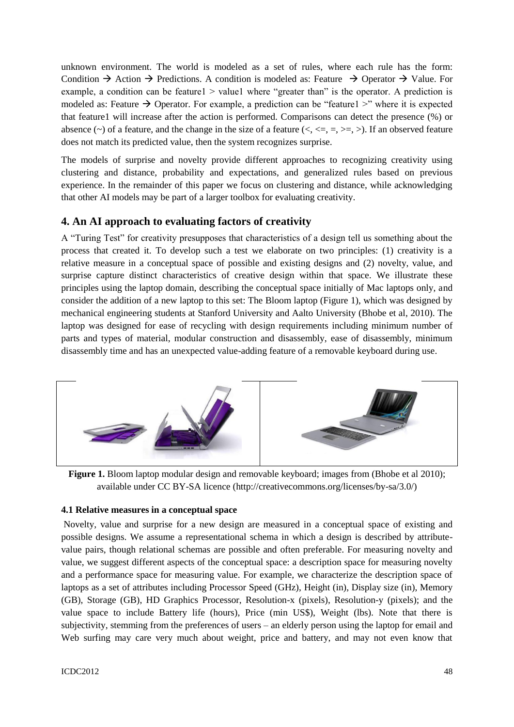unknown environment. The world is modeled as a set of rules, where each rule has the form: Condition → Action → Predictions. A condition is modeled as: Feature → Operator → Value. For example, a condition can be feature1 > value1 where "greater than" is the operator. A prediction is modeled as: Feature → Operator. For example, a prediction can be "feature1 >" where it is expected that feature1 will increase after the action is performed. Comparisons can detect the presence (%) or absence (~) of a feature, and the change in the size of a feature (<, <=, =, >=, >). If an observed feature does not match its predicted value, then the system recognizes surprise.

The models of surprise and novelty provide different approaches to recognizing creativity using clustering and distance, probability and expectations, and generalized rules based on previous experience. In the remainder of this paper we focus on clustering and distance, while acknowledging that other AI models may be part of a larger toolbox for evaluating creativity.

## 4. An AI approach to evaluating factors of creativity

A "Turing Test" for creativity presupposes that characteristics of a design tell us something about the process that created it. To develop such a test we elaborate on two principles: (1) creativity is a relative measure in a conceptual space of possible and existing designs and (2) novelty, value, and surprise capture distinct characteristics of creative design within that space. We illustrate these principles using the laptop domain, describing the conceptual space initially of Mac laptops only, and consider the addition of a new laptop to this set: The Bloom laptop (Figure 1), which was designed by mechanical engineering students at Stanford University and Aalto University (Bhobe et al, 2010). The laptop was designed for ease of recycling with design requirements including minimum number of parts and types of material, modular construction and disassembly, ease of disassembly, minimum disassembly time and has an unexpected value-adding feature of a removable keyboard during use.

**Figure 1.** Bloom laptop modular design and removable keyboard; images from (Bhobe et al 2010); available under CC BY-SA licence (http://creativecommons.org/licenses/by-sa/3.0/)

### 4.1 Relative measures in a conceptual space

Novelty, value and surprise for a new design are measured in a conceptual space of existing and possible designs. We assume a representational schema in which a design is described by attribute-value pairs, though relational schemas are possible and often preferable. For measuring novelty and value, we suggest different aspects of the conceptual space: a description space for measuring novelty and a performance space for measuring value. For example, we characterize the description space of laptops as a set of attributes including Processor Speed (GHz), Height (in), Display size (in), Memory (GB), Storage (GB), HD Graphics Processor, Resolution-x (pixels), Resolution-y (pixels); and the value space to include Battery life (hours), Price (min US$), Weight (lbs). Note that there is subjectivity, stemming from the preferences of users – an elderly person using the laptop for email and Web surfing may care very much about weight, price and battery, and may not even know that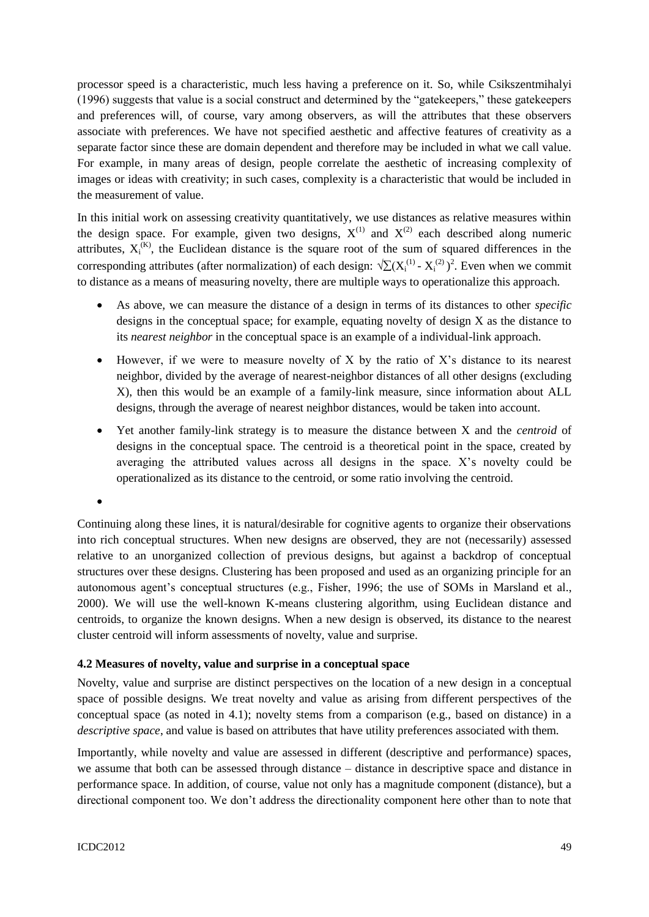processor speed is a characteristic, much less having a preference on it. So, while Csikszentmihalyi (1996) suggests that value is a social construct and determined by the "gatekeepers," these gatekeepers and preferences will, of course, vary among observers, as will the attributes that these observers associate with preferences. We have not specified aesthetic and affective features of creativity as a separate factor since these are domain dependent and therefore may be included in what we call value. For example, in many areas of design, people correlate the aesthetic of increasing complexity of images or ideas with creativity; in such cases, complexity is a characteristic that would be included in the measurement of value.

In this initial work on assessing creativity quantitatively, we use distances as relative measures within the design space. For example, given two designs, $X^{(1)}$ and $X^{(2)}$ each described along numeric attributes, $X_i^{(K)}$, the Euclidean distance is the square root of the sum of squared differences in the corresponding attributes (after normalization) of each design: $\sqrt{\sum(X_i^{(1)} - X_i^{(2)})^2}$. Even when we commit to distance as a means of measuring novelty, there are multiple ways to operationalize this approach.

- As above, we can measure the distance of a design in terms of its distances to other *specific* designs in the conceptual space; for example, equating novelty of design X as the distance to its *nearest neighbor* in the conceptual space is an example of a individual-link approach.
- However, if we were to measure novelty of X by the ratio of X's distance to its nearest neighbor, divided by the average of nearest-neighbor distances of all other designs (excluding X), then this would be an example of a family-link measure, since information about ALL designs, through the average of nearest neighbor distances, would be taken into account.
- Yet another family-link strategy is to measure the distance between X and the *centroid* of designs in the conceptual space. The centroid is a theoretical point in the space, created by averaging the attributed values across all designs in the space. X's novelty could be operationalized as its distance to the centroid, or some ratio involving the centroid.

Continuing along these lines, it is natural/desirable for cognitive agents to organize their observations into rich conceptual structures. When new designs are observed, they are not (necessarily) assessed relative to an unorganized collection of previous designs, but against a backdrop of conceptual structures over these designs. Clustering has been proposed and used as an organizing principle for an autonomous agent's conceptual structures (e.g., Fisher, 1996; the use of SOMs in Marsland et al., 2000). We will use the well-known K-means clustering algorithm, using Euclidean distance and centroids, to organize the known designs. When a new design is observed, its distance to the nearest cluster centroid will inform assessments of novelty, value and surprise.

### 4.2 Measures of novelty, value and surprise in a conceptual space

Novelty, value and surprise are distinct perspectives on the location of a new design in a conceptual space of possible designs. We treat novelty and value as arising from different perspectives of the conceptual space (as noted in 4.1); novelty stems from a comparison (e.g., based on distance) in a *descriptive space*, and value is based on attributes that have utility preferences associated with them.

Importantly, while novelty and value are assessed in different (descriptive and performance) spaces, we assume that both can be assessed through distance – distance in descriptive space and distance in performance space. In addition, of course, value not only has a magnitude component (distance), but a directional component too. We don't address the directionality component here other than to note that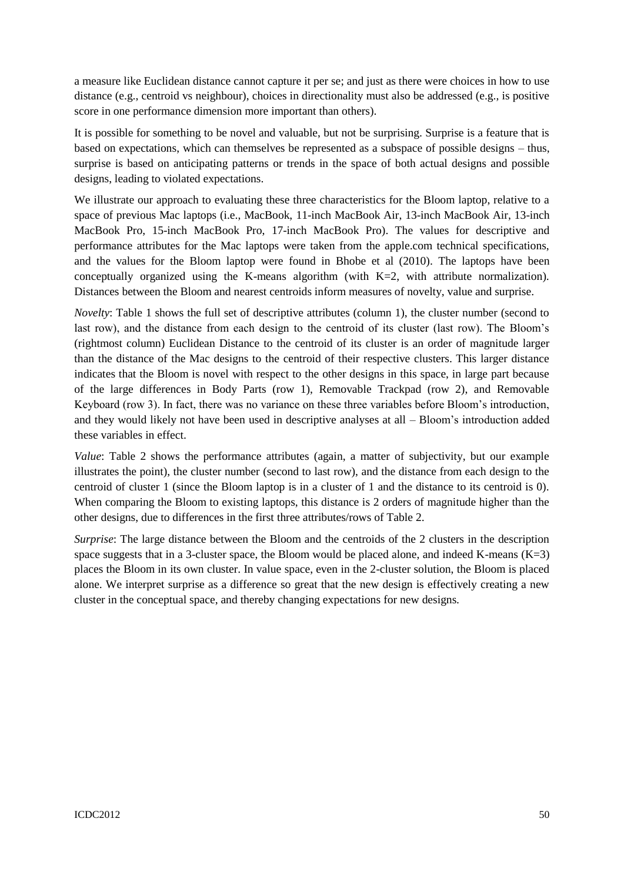a measure like Euclidean distance cannot capture it per se; and just as there were choices in how to use distance (e.g., centroid vs neighbour), choices in directionality must also be addressed (e.g., is positive score in one performance dimension more important than others).

It is possible for something to be novel and valuable, but not be surprising. Surprise is a feature that is based on expectations, which can themselves be represented as a subspace of possible designs – thus, surprise is based on anticipating patterns or trends in the space of both actual designs and possible designs, leading to violated expectations.

We illustrate our approach to evaluating these three characteristics for the Bloom laptop, relative to a space of previous Mac laptops (i.e., MacBook, 11-inch MacBook Air, 13-inch MacBook Air, 13-inch MacBook Pro, 15-inch MacBook Pro, 17-inch MacBook Pro). The values for descriptive and performance attributes for the Mac laptops were taken from the apple.com technical specifications, and the values for the Bloom laptop were found in Bhobe et al (2010). The laptops have been conceptually organized using the K-means algorithm (with K=2, with attribute normalization). Distances between the Bloom and nearest centroids inform measures of novelty, value and surprise.

*Novelty*: Table 1 shows the full set of descriptive attributes (column 1), the cluster number (second to last row), and the distance from each design to the centroid of its cluster (last row). The Bloom's (rightmost column) Euclidean Distance to the centroid of its cluster is an order of magnitude larger than the distance of the Mac designs to the centroid of their respective clusters. This larger distance indicates that the Bloom is novel with respect to the other designs in this space, in large part because of the large differences in Body Parts (row 1), Removable Trackpad (row 2), and Removable Keyboard (row 3). In fact, there was no variance on these three variables before Bloom's introduction, and they would likely not have been used in descriptive analyses at all – Bloom's introduction added these variables in effect.

*Value*: Table 2 shows the performance attributes (again, a matter of subjectivity, but our example illustrates the point), the cluster number (second to last row), and the distance from each design to the centroid of cluster 1 (since the Bloom laptop is in a cluster of 1 and the distance to its centroid is 0). When comparing the Bloom to existing laptops, this distance is 2 orders of magnitude higher than the other designs, due to differences in the first three attributes/rows of Table 2.

*Surprise*: The large distance between the Bloom and the centroids of the 2 clusters in the description space suggests that in a 3-cluster space, the Bloom would be placed alone, and indeed K-means (K=3) places the Bloom in its own cluster. In value space, even in the 2-cluster solution, the Bloom is placed alone. We interpret surprise as a difference so great that the new design is effectively creating a new cluster in the conceptual space, and thereby changing expectations for new designs.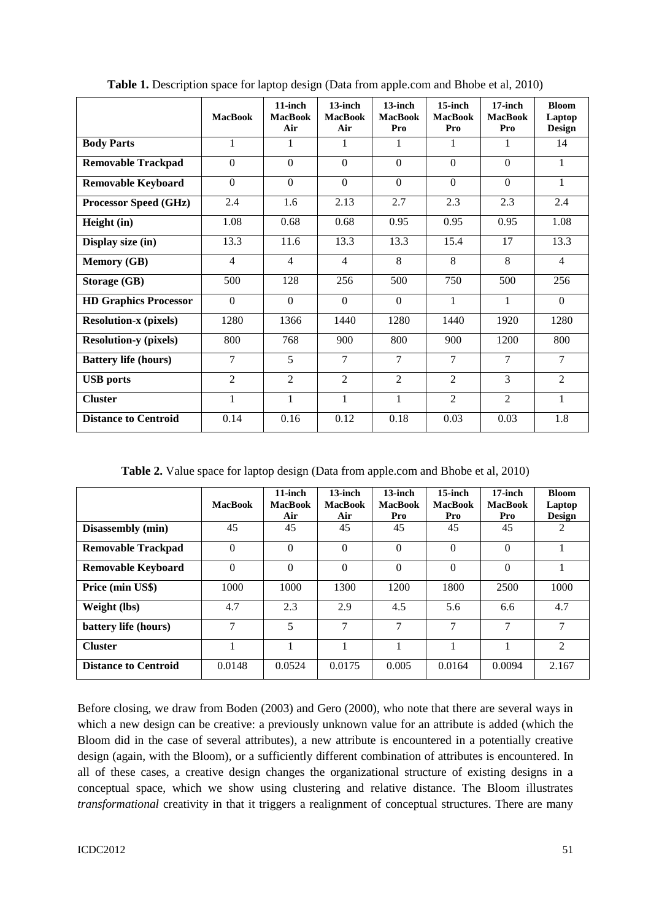**Table 1.** Description space for laptop design (Data from apple.com and Bhobe et al, 2010)

| | MacBook | 11-inch MacBook Air | 13-inch MacBook Air | 13-inch MacBook Pro | 15-inch MacBook Pro | 17-inch MacBook Pro | Bloom Laptop Design |
|---|---|---|---|---|---|---|---|
| **Body Parts** | 1 | 1 | 1 | 1 | 1 | 1 | 14 |
| **Removable Trackpad** | 0 | 0 | 0 | 0 | 0 | 0 | 1 |
| **Removable Keyboard** | 0 | 0 | 0 | 0 | 0 | 0 | 1 |
| **Processor Speed (GHz)** | 2.4 | 1.6 | 2.13 | 2.7 | 2.3 | 2.3 | 2.4 |
| **Height (in)** | 1.08 | 0.68 | 0.68 | 0.95 | 0.95 | 0.95 | 1.08 |
| **Display size (in)** | 13.3 | 11.6 | 13.3 | 13.3 | 15.4 | 17 | 13.3 |
| **Memory (GB)** | 4 | 4 | 4 | 8 | 8 | 8 | 4 |
| **Storage (GB)** | 500 | 128 | 256 | 500 | 750 | 500 | 256 |
| **HD Graphics Processor** | 0 | 0 | 0 | 0 | 1 | 1 | 0 |
| **Resolution-x (pixels)** | 1280 | 1366 | 1440 | 1280 | 1440 | 1920 | 1280 |
| **Resolution-y (pixels)** | 800 | 768 | 900 | 800 | 900 | 1200 | 800 |
| **Battery life (hours)** | 7 | 5 | 7 | 7 | 7 | 7 | 7 |
| **USB ports** | 2 | 2 | 2 | 2 | 2 | 3 | 2 |
| **Cluster** | 1 | 1 | 1 | 1 | 2 | 2 | 1 |
| **Distance to Centroid** | 0.14 | 0.16 | 0.12 | 0.18 | 0.03 | 0.03 | 1.8 |

**Table 2.** Value space for laptop design (Data from apple.com and Bhobe et al, 2010)

| | MacBook | 11-inch MacBook Air | 13-inch MacBook Air | 13-inch MacBook Pro | 15-inch MacBook Pro | 17-inch MacBook Pro | Bloom Laptop Design |
|---|---|---|---|---|---|---|---|
| **Disassembly (min)** | 45 | 45 | 45 | 45 | 45 | 45 | 2 |
| **Removable Trackpad** | 0 | 0 | 0 | 0 | 0 | 0 | 1 |
| **Removable Keyboard** | 0 | 0 | 0 | 0 | 0 | 0 | 1 |
| **Price (min US$)** | 1000 | 1000 | 1300 | 1200 | 1800 | 2500 | 1000 |
| **Weight (lbs)** | 4.7 | 2.3 | 2.9 | 4.5 | 5.6 | 6.6 | 4.7 |
| **battery life (hours)** | 7 | 5 | 7 | 7 | 7 | 7 | 7 |
| **Cluster** | 1 | 1 | 1 | 1 | 1 | 1 | 2 |
| **Distance to Centroid** | 0.0148 | 0.0524 | 0.0175 | 0.005 | 0.0164 | 0.0094 | 2.167 |

Before closing, we draw from Boden (2003) and Gero (2000), who note that there are several ways in which a new design can be creative: a previously unknown value for an attribute is added (which the Bloom did in the case of several attributes), a new attribute is encountered in a potentially creative design (again, with the Bloom), or a sufficiently different combination of attributes is encountered. In all of these cases, a creative design changes the organizational structure of existing designs in a conceptual space, which we show using clustering and relative distance. The Bloom illustrates *transformational* creativity in that it triggers a realignment of conceptual structures. There are many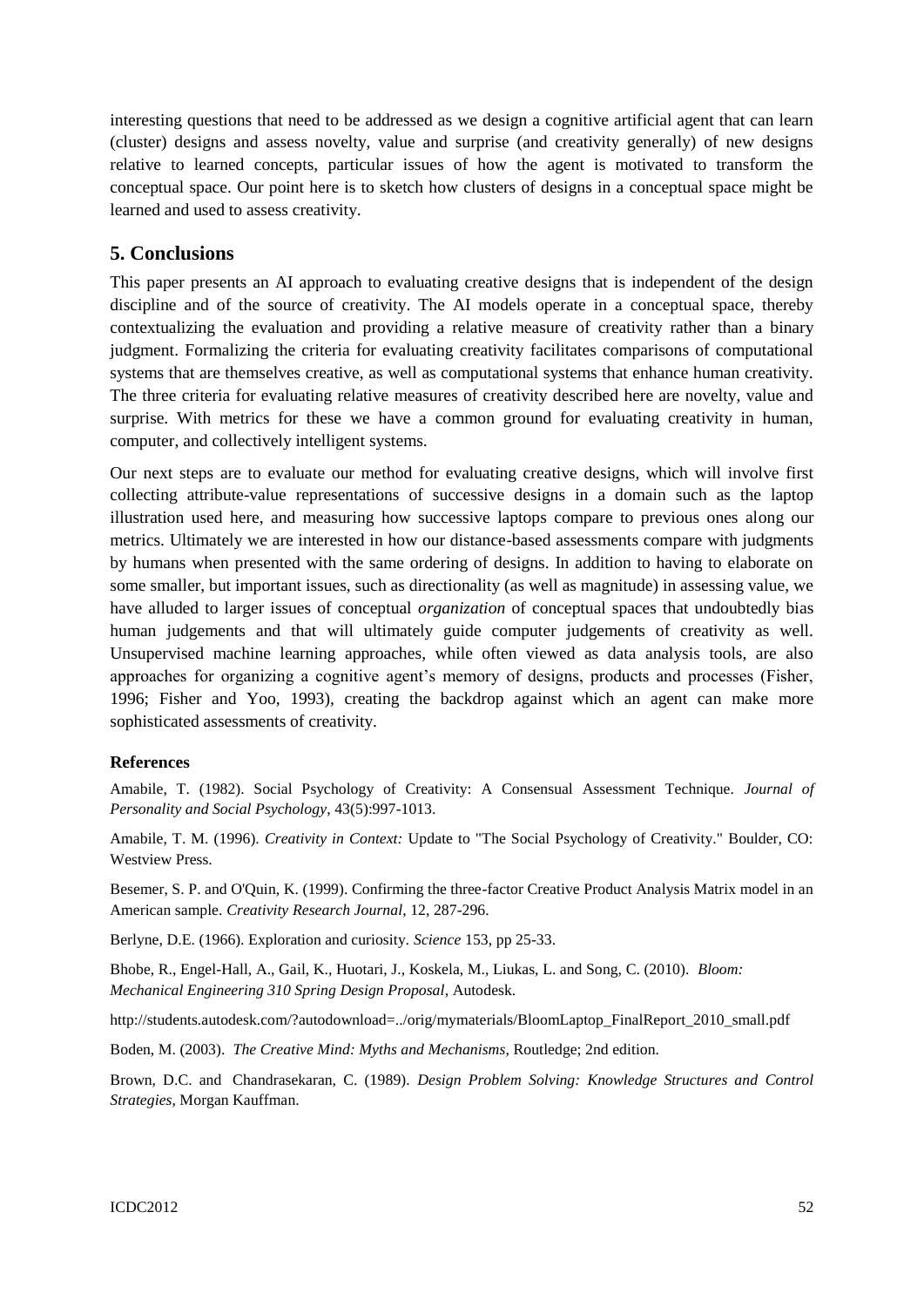interesting questions that need to be addressed as we design a cognitive artificial agent that can learn (cluster) designs and assess novelty, value and surprise (and creativity generally) of new designs relative to learned concepts, particular issues of how the agent is motivated to transform the conceptual space. Our point here is to sketch how clusters of designs in a conceptual space might be learned and used to assess creativity.

## 5. Conclusions

This paper presents an AI approach to evaluating creative designs that is independent of the design discipline and of the source of creativity. The AI models operate in a conceptual space, thereby contextualizing the evaluation and providing a relative measure of creativity rather than a binary judgment. Formalizing the criteria for evaluating creativity facilitates comparisons of computational systems that are themselves creative, as well as computational systems that enhance human creativity. The three criteria for evaluating relative measures of creativity described here are novelty, value and surprise. With metrics for these we have a common ground for evaluating creativity in human, computer, and collectively intelligent systems.

Our next steps are to evaluate our method for evaluating creative designs, which will involve first collecting attribute-value representations of successive designs in a domain such as the laptop illustration used here, and measuring how successive laptops compare to previous ones along our metrics. Ultimately we are interested in how our distance-based assessments compare with judgments by humans when presented with the same ordering of designs. In addition to having to elaborate on some smaller, but important issues, such as directionality (as well as magnitude) in assessing value, we have alluded to larger issues of conceptual *organization* of conceptual spaces that undoubtedly bias human judgements and that will ultimately guide computer judgements of creativity as well. Unsupervised machine learning approaches, while often viewed as data analysis tools, are also approaches for organizing a cognitive agent's memory of designs, products and processes (Fisher, 1996; Fisher and Yoo, 1993), creating the backdrop against which an agent can make more sophisticated assessments of creativity.

### References

Amabile, T. (1982). Social Psychology of Creativity: A Consensual Assessment Technique. *Journal of Personality and Social Psychology*, 43(5):997-1013.

Amabile, T. M. (1996). *Creativity in Context:* Update to "The Social Psychology of Creativity." Boulder, CO: Westview Press.

Besemer, S. P. and O'Quin, K. (1999). Confirming the three-factor Creative Product Analysis Matrix model in an American sample. *Creativity Research Journal*, 12, 287-296.

Berlyne, D.E. (1966). Exploration and curiosity. *Science* 153, pp 25-33.

Bhobe, R., Engel-Hall, A., Gail, K., Huotari, J., Koskela, M., Liukas, L. and Song, C. (2010). *Bloom: Mechanical Engineering 310 Spring Design Proposal*, Autodesk.

http://students.autodesk.com/?autodownload=../orig/mymaterials/BloomLaptop_FinalReport_2010_small.pdf

Boden, M. (2003). *The Creative Mind: Myths and Mechanisms*, Routledge; 2nd edition.

Brown, D.C. and Chandrasekaran, C. (1989). *Design Problem Solving: Knowledge Structures and Control Strategies*, Morgan Kauffman.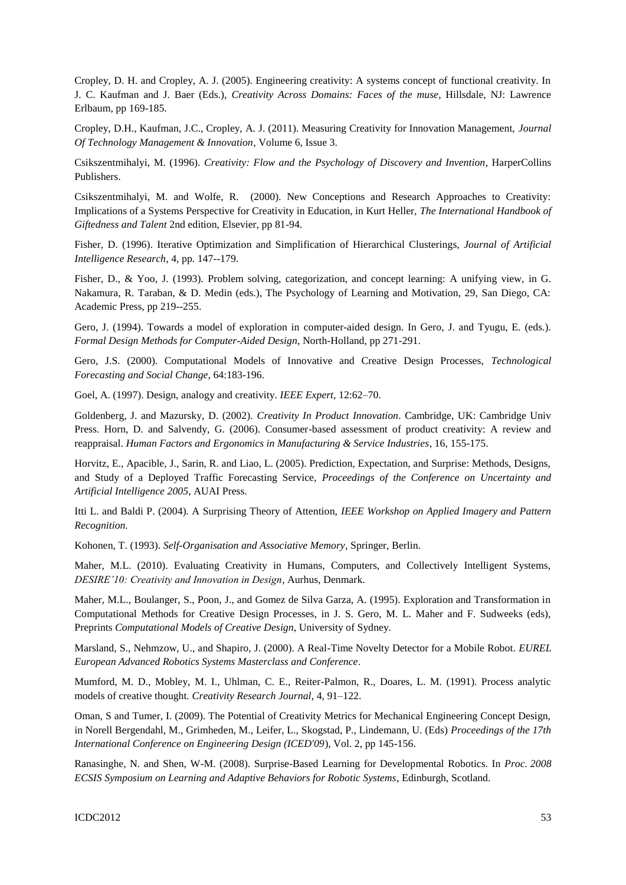Cropley, D. H. and Cropley, A. J. (2005). Engineering creativity: A systems concept of functional creativity. In J. C. Kaufman and J. Baer (Eds.), *Creativity Across Domains: Faces of the muse*, Hillsdale, NJ: Lawrence Erlbaum, pp 169-185.

Cropley, D.H., Kaufman, J.C., Cropley, A. J. (2011). Measuring Creativity for Innovation Management, *Journal Of Technology Management & Innovation*, Volume 6, Issue 3.

Csikszentmihalyi, M. (1996). *Creativity: Flow and the Psychology of Discovery and Invention*, HarperCollins Publishers.

Csikszentmihalyi, M. and Wolfe, R. (2000). New Conceptions and Research Approaches to Creativity: Implications of a Systems Perspective for Creativity in Education, in Kurt Heller, *The International Handbook of Giftedness and Talent* 2nd edition, Elsevier, pp 81-94.

Fisher, D. (1996). Iterative Optimization and Simplification of Hierarchical Clusterings, *Journal of Artificial Intelligence Research*, 4, pp. 147--179.

Fisher, D., & Yoo, J. (1993). Problem solving, categorization, and concept learning: A unifying view, in G. Nakamura, R. Taraban, & D. Medin (eds.), The Psychology of Learning and Motivation, 29, San Diego, CA: Academic Press, pp 219--255.

Gero, J. (1994). Towards a model of exploration in computer-aided design. In Gero, J. and Tyugu, E. (eds.). *Formal Design Methods for Computer-Aided Design*, North-Holland, pp 271-291.

Gero, J.S. (2000). Computational Models of Innovative and Creative Design Processes, *Technological Forecasting and Social Change*, 64:183-196.

Goel, A. (1997). Design, analogy and creativity. *IEEE Expert*, 12:62–70.

Goldenberg, J. and Mazursky, D. (2002). *Creativity In Product Innovation*. Cambridge, UK: Cambridge Univ Press. Horn, D. and Salvendy, G. (2006). Consumer-based assessment of product creativity: A review and reappraisal. *Human Factors and Ergonomics in Manufacturing & Service Industries*, 16, 155-175.

Horvitz, E., Apacible, J., Sarin, R. and Liao, L. (2005). Prediction, Expectation, and Surprise: Methods, Designs, and Study of a Deployed Traffic Forecasting Service, *Proceedings of the Conference on Uncertainty and Artificial Intelligence 2005*, AUAI Press.

Itti L. and Baldi P. (2004). A Surprising Theory of Attention, *IEEE Workshop on Applied Imagery and Pattern Recognition.*

Kohonen, T. (1993). *Self-Organisation and Associative Memory*, Springer, Berlin.

Maher, M.L. (2010). Evaluating Creativity in Humans, Computers, and Collectively Intelligent Systems, *DESIRE'10: Creativity and Innovation in Design*, Aurhus, Denmark.

Maher, M.L., Boulanger, S., Poon, J., and Gomez de Silva Garza, A. (1995). Exploration and Transformation in Computational Methods for Creative Design Processes, in J. S. Gero, M. L. Maher and F. Sudweeks (eds), Preprints *Computational Models of Creative Design*, University of Sydney.

Marsland, S., Nehmzow, U., and Shapiro, J. (2000). A Real-Time Novelty Detector for a Mobile Robot. *EUREL European Advanced Robotics Systems Masterclass and Conference*.

Mumford, M. D., Mobley, M. I., Uhlman, C. E., Reiter-Palmon, R., Doares, L. M. (1991). Process analytic models of creative thought. *Creativity Research Journal*, 4, 91–122.

Oman, S and Tumer, I. (2009). The Potential of Creativity Metrics for Mechanical Engineering Concept Design, in Norell Bergendahl, M., Grimheden, M., Leifer, L., Skogstad, P., Lindemann, U. (Eds) *Proceedings of the 17th International Conference on Engineering Design (ICED'09*), Vol. 2, pp 145-156.

Ranasinghe, N. and Shen, W-M. (2008). Surprise-Based Learning for Developmental Robotics. In *Proc. 2008 ECSIS Symposium on Learning and Adaptive Behaviors for Robotic Systems*, Edinburgh, Scotland.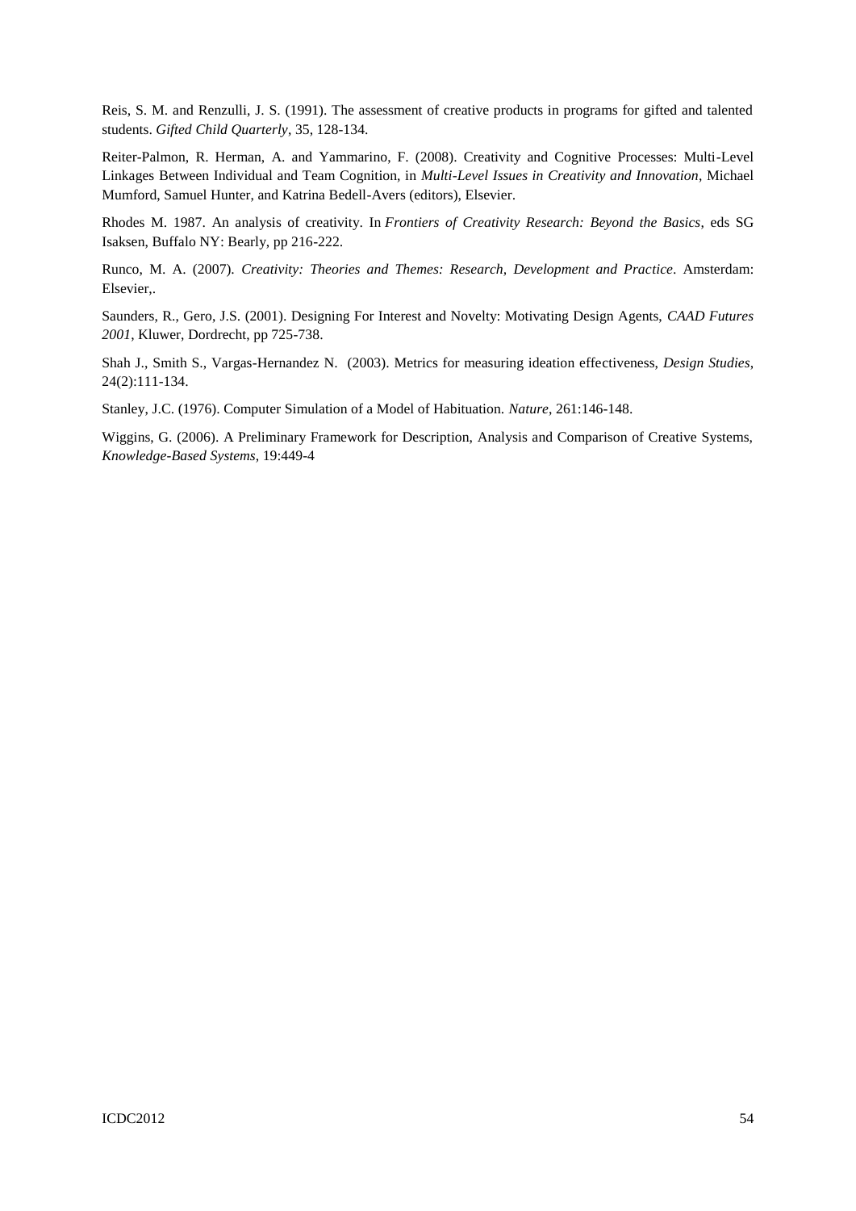Reis, S. M. and Renzulli, J. S. (1991). The assessment of creative products in programs for gifted and talented students. *Gifted Child Quarterly*, 35, 128-134.

Reiter-Palmon, R. Herman, A. and Yammarino, F. (2008). Creativity and Cognitive Processes: Multi-Level Linkages Between Individual and Team Cognition, in *Multi-Level Issues in Creativity and Innovation*, Michael Mumford, Samuel Hunter, and Katrina Bedell-Avers (editors), Elsevier.

Rhodes M. 1987. An analysis of creativity. In *Frontiers of Creativity Research: Beyond the Basics*, eds SG Isaksen, Buffalo NY: Bearly, pp 216-222.

Runco, M. A. (2007). *Creativity: Theories and Themes: Research, Development and Practice*. Amsterdam: Elsevier,.

Saunders, R., Gero, J.S. (2001). Designing For Interest and Novelty: Motivating Design Agents, *CAAD Futures 2001*, Kluwer, Dordrecht, pp 725-738.

Shah J., Smith S., Vargas-Hernandez N. (2003). Metrics for measuring ideation effectiveness, *Design Studies*, 24(2):111-134.

Stanley, J.C. (1976). Computer Simulation of a Model of Habituation. *Nature*, 261:146-148.

Wiggins, G. (2006). A Preliminary Framework for Description, Analysis and Comparison of Creative Systems, *Knowledge-Based Systems*, 19:449-4